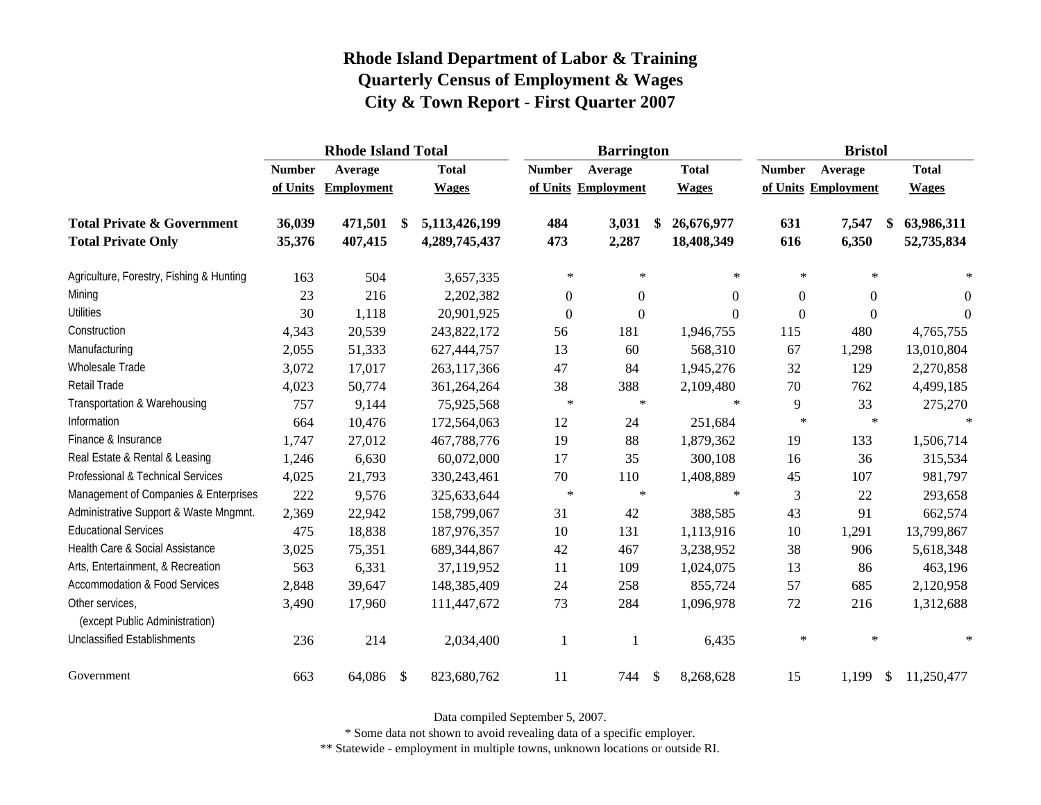# Rhode Island Department of Labor & Training
## Quarterly Census of Employment & Wages
## City & Town Report - First Quarter 2007

| | Rhode Island Total | | | Barrington | | | Bristol | | |
|---|---|---|---|---|---|---|---|---|---|
| | Number of Units | Average Employment | Total Wages | Number of Units | Average Employment | Total Wages | Number of Units | Average Employment | Total Wages |
| **Total Private & Government** | **36,039** | **471,501** | **$ 5,113,426,199** | **484** | **3,031** | **$ 26,676,977** | **631** | **7,547** | **$ 63,986,311** |
| **Total Private Only** | **35,376** | **407,415** | **4,289,745,437** | **473** | **2,287** | **18,408,349** | **616** | **6,350** | **52,735,834** |
| Agriculture, Forestry, Fishing & Hunting | 163 | 504 | 3,657,335 | * | * | * | * | * | * |
| Mining | 23 | 216 | 2,202,382 | 0 | 0 | 0 | 0 | 0 | 0 |
| Utilities | 30 | 1,118 | 20,901,925 | 0 | 0 | 0 | 0 | 0 | 0 |
| Construction | 4,343 | 20,539 | 243,822,172 | 56 | 181 | 1,946,755 | 115 | 480 | 4,765,755 |
| Manufacturing | 2,055 | 51,333 | 627,444,757 | 13 | 60 | 568,310 | 67 | 1,298 | 13,010,804 |
| Wholesale Trade | 3,072 | 17,017 | 263,117,366 | 47 | 84 | 1,945,276 | 32 | 129 | 2,270,858 |
| Retail Trade | 4,023 | 50,774 | 361,264,264 | 38 | 388 | 2,109,480 | 70 | 762 | 4,499,185 |
| Transportation & Warehousing | 757 | 9,144 | 75,925,568 | * | * | * | 9 | 33 | 275,270 |
| Information | 664 | 10,476 | 172,564,063 | 12 | 24 | 251,684 | * | * | * |
| Finance & Insurance | 1,747 | 27,012 | 467,788,776 | 19 | 88 | 1,879,362 | 19 | 133 | 1,506,714 |
| Real Estate & Rental & Leasing | 1,246 | 6,630 | 60,072,000 | 17 | 35 | 300,108 | 16 | 36 | 315,534 |
| Professional & Technical Services | 4,025 | 21,793 | 330,243,461 | 70 | 110 | 1,408,889 | 45 | 107 | 981,797 |
| Management of Companies & Enterprises | 222 | 9,576 | 325,633,644 | * | * | * | 3 | 22 | 293,658 |
| Administrative Support & Waste Mngmnt. | 2,369 | 22,942 | 158,799,067 | 31 | 42 | 388,585 | 43 | 91 | 662,574 |
| Educational Services | 475 | 18,838 | 187,976,357 | 10 | 131 | 1,113,916 | 10 | 1,291 | 13,799,867 |
| Health Care & Social Assistance | 3,025 | 75,351 | 689,344,867 | 42 | 467 | 3,238,952 | 38 | 906 | 5,618,348 |
| Arts, Entertainment, & Recreation | 563 | 6,331 | 37,119,952 | 11 | 109 | 1,024,075 | 13 | 86 | 463,196 |
| Accommodation & Food Services | 2,848 | 39,647 | 148,385,409 | 24 | 258 | 855,724 | 57 | 685 | 2,120,958 |
| Other services, (except Public Administration) | 3,490 | 17,960 | 111,447,672 | 73 | 284 | 1,096,978 | 72 | 216 | 1,312,688 |
| Unclassified Establishments | 236 | 214 | 2,034,400 | 1 | 1 | 6,435 | * | * | * |
| Government | 663 | 64,086 | $ 823,680,762 | 11 | 744 | $ 8,268,628 | 15 | 1,199 | $ 11,250,477 |

Data compiled September 5, 2007.

* Some data not shown to avoid revealing data of a specific employer.

** Statewide - employment in multiple towns, unknown locations or outside RI.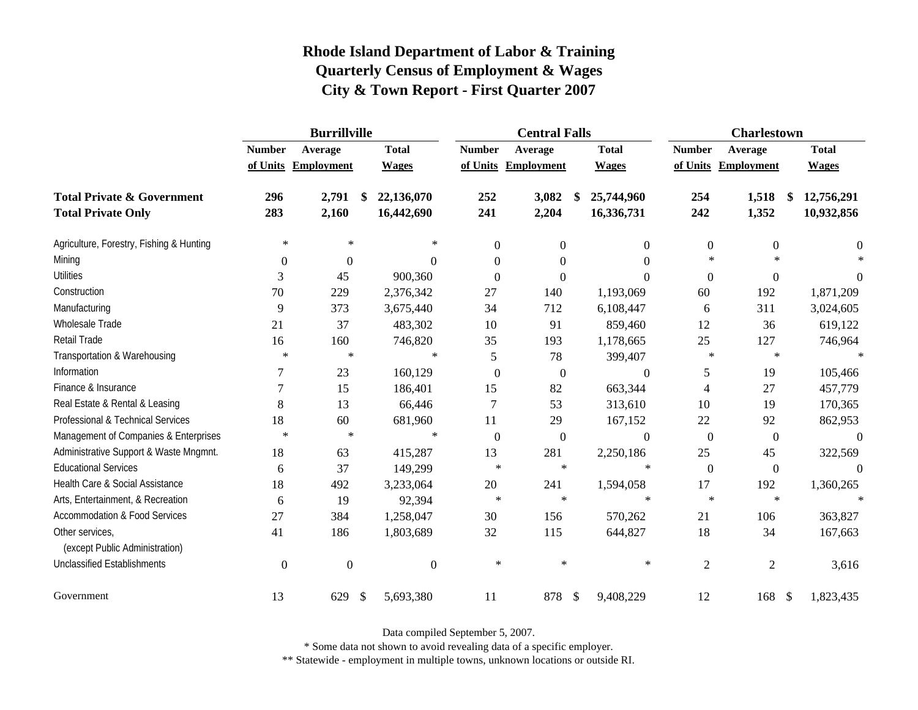# Rhode Island Department of Labor & Training
## Quarterly Census of Employment & Wages
## City & Town Report - First Quarter 2007

| | Burrillville | | | Central Falls | | | Charlestown | | |
|---|---|---|---|---|---|---|---|---|---|
| | Number of Units | Average Employment | Total Wages | Number of Units | Average Employment | Total Wages | Number of Units | Average Employment | Total Wages |
| **Total Private & Government** | **296** | **2,791** | **$ 22,136,070** | **252** | **3,082** | **$ 25,744,960** | **254** | **1,518** | **$ 12,756,291** |
| **Total Private Only** | **283** | **2,160** | **16,442,690** | **241** | **2,204** | **16,336,731** | **242** | **1,352** | **10,932,856** |
| Agriculture, Forestry, Fishing & Hunting | * | * | * | 0 | 0 | 0 | 0 | 0 | 0 |
| Mining | 0 | 0 | 0 | 0 | 0 | 0 | * | * | * |
| Utilities | 3 | 45 | 900,360 | 0 | 0 | 0 | 0 | 0 | 0 |
| Construction | 70 | 229 | 2,376,342 | 27 | 140 | 1,193,069 | 60 | 192 | 1,871,209 |
| Manufacturing | 9 | 373 | 3,675,440 | 34 | 712 | 6,108,447 | 6 | 311 | 3,024,605 |
| Wholesale Trade | 21 | 37 | 483,302 | 10 | 91 | 859,460 | 12 | 36 | 619,122 |
| Retail Trade | 16 | 160 | 746,820 | 35 | 193 | 1,178,665 | 25 | 127 | 746,964 |
| Transportation & Warehousing | * | * | * | 5 | 78 | 399,407 | * | * | * |
| Information | 7 | 23 | 160,129 | 0 | 0 | 0 | 5 | 19 | 105,466 |
| Finance & Insurance | 7 | 15 | 186,401 | 15 | 82 | 663,344 | 4 | 27 | 457,779 |
| Real Estate & Rental & Leasing | 8 | 13 | 66,446 | 7 | 53 | 313,610 | 10 | 19 | 170,365 |
| Professional & Technical Services | 18 | 60 | 681,960 | 11 | 29 | 167,152 | 22 | 92 | 862,953 |
| Management of Companies & Enterprises | * | * | * | 0 | 0 | 0 | 0 | 0 | 0 |
| Administrative Support & Waste Mngmnt. | 18 | 63 | 415,287 | 13 | 281 | 2,250,186 | 25 | 45 | 322,569 |
| Educational Services | 6 | 37 | 149,299 | * | * | * | 0 | 0 | 0 |
| Health Care & Social Assistance | 18 | 492 | 3,233,064 | 20 | 241 | 1,594,058 | 17 | 192 | 1,360,265 |
| Arts, Entertainment, & Recreation | 6 | 19 | 92,394 | * | * | * | * | * | * |
| Accommodation & Food Services | 27 | 384 | 1,258,047 | 30 | 156 | 570,262 | 21 | 106 | 363,827 |
| Other services, (except Public Administration) | 41 | 186 | 1,803,689 | 32 | 115 | 644,827 | 18 | 34 | 167,663 |
| Unclassified Establishments | 0 | 0 | 0 | * | * | * | 2 | 2 | 3,616 |
| Government | 13 | 629 | $ 5,693,380 | 11 | 878 | $ 9,408,229 | 12 | 168 | $ 1,823,435 |

Data compiled September 5, 2007.

* Some data not shown to avoid revealing data of a specific employer.

** Statewide - employment in multiple towns, unknown locations or outside RI.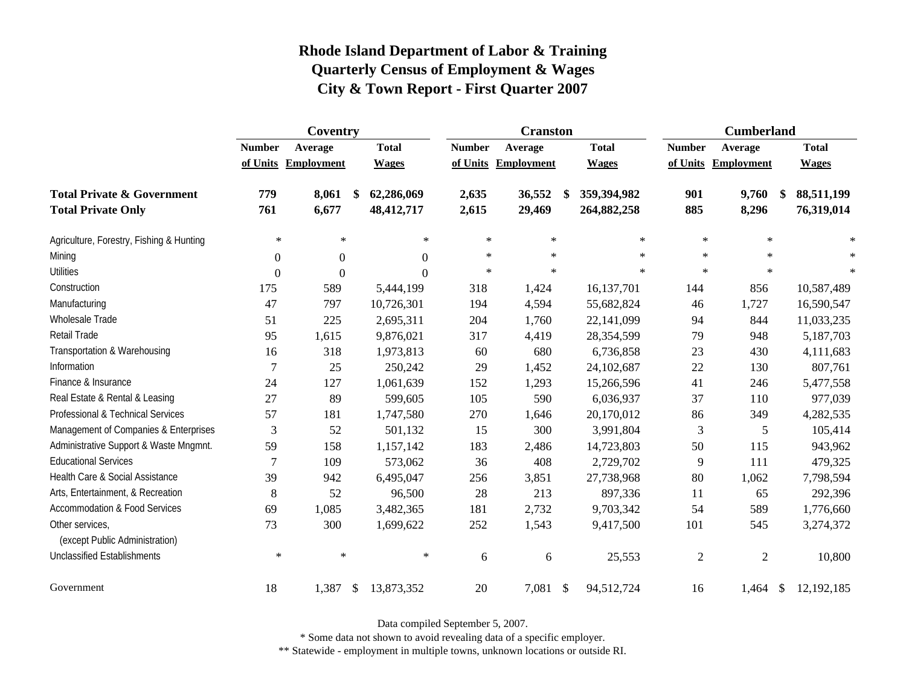# Rhode Island Department of Labor & Training
## Quarterly Census of Employment & Wages
## City & Town Report - First Quarter 2007

| | Coventry | | | Cranston | | | Cumberland | | |
|---|---|---|---|---|---|---|---|---|---|
| | Number of Units | Average Employment | Total Wages | Number of Units | Average Employment | Total Wages | Number of Units | Average Employment | Total Wages |
| **Total Private & Government** | **779** | **8,061** | **$ 62,286,069** | **2,635** | **36,552** | **$ 359,394,982** | **901** | **9,760** | **$ 88,511,199** |
| **Total Private Only** | **761** | **6,677** | **48,412,717** | **2,615** | **29,469** | **264,882,258** | **885** | **8,296** | **76,319,014** |
| Agriculture, Forestry, Fishing & Hunting | * | * | * | * | * | * | * | * | * |
| Mining | 0 | 0 | 0 | * | * | * | * | * | * |
| Utilities | 0 | 0 | 0 | * | * | * | * | * | * |
| Construction | 175 | 589 | 5,444,199 | 318 | 1,424 | 16,137,701 | 144 | 856 | 10,587,489 |
| Manufacturing | 47 | 797 | 10,726,301 | 194 | 4,594 | 55,682,824 | 46 | 1,727 | 16,590,547 |
| Wholesale Trade | 51 | 225 | 2,695,311 | 204 | 1,760 | 22,141,099 | 94 | 844 | 11,033,235 |
| Retail Trade | 95 | 1,615 | 9,876,021 | 317 | 4,419 | 28,354,599 | 79 | 948 | 5,187,703 |
| Transportation & Warehousing | 16 | 318 | 1,973,813 | 60 | 680 | 6,736,858 | 23 | 430 | 4,111,683 |
| Information | 7 | 25 | 250,242 | 29 | 1,452 | 24,102,687 | 22 | 130 | 807,761 |
| Finance & Insurance | 24 | 127 | 1,061,639 | 152 | 1,293 | 15,266,596 | 41 | 246 | 5,477,558 |
| Real Estate & Rental & Leasing | 27 | 89 | 599,605 | 105 | 590 | 6,036,937 | 37 | 110 | 977,039 |
| Professional & Technical Services | 57 | 181 | 1,747,580 | 270 | 1,646 | 20,170,012 | 86 | 349 | 4,282,535 |
| Management of Companies & Enterprises | 3 | 52 | 501,132 | 15 | 300 | 3,991,804 | 3 | 5 | 105,414 |
| Administrative Support & Waste Mngmnt. | 59 | 158 | 1,157,142 | 183 | 2,486 | 14,723,803 | 50 | 115 | 943,962 |
| Educational Services | 7 | 109 | 573,062 | 36 | 408 | 2,729,702 | 9 | 111 | 479,325 |
| Health Care & Social Assistance | 39 | 942 | 6,495,047 | 256 | 3,851 | 27,738,968 | 80 | 1,062 | 7,798,594 |
| Arts, Entertainment, & Recreation | 8 | 52 | 96,500 | 28 | 213 | 897,336 | 11 | 65 | 292,396 |
| Accommodation & Food Services | 69 | 1,085 | 3,482,365 | 181 | 2,732 | 9,703,342 | 54 | 589 | 1,776,660 |
| Other services, (except Public Administration) | 73 | 300 | 1,699,622 | 252 | 1,543 | 9,417,500 | 101 | 545 | 3,274,372 |
| Unclassified Establishments | * | * | * | 6 | 6 | 25,553 | 2 | 2 | 10,800 |
| Government | 18 | 1,387 | $ 13,873,352 | 20 | 7,081 | $ 94,512,724 | 16 | 1,464 | $ 12,192,185 |

Data compiled September 5, 2007.

* Some data not shown to avoid revealing data of a specific employer.

** Statewide - employment in multiple towns, unknown locations or outside RI.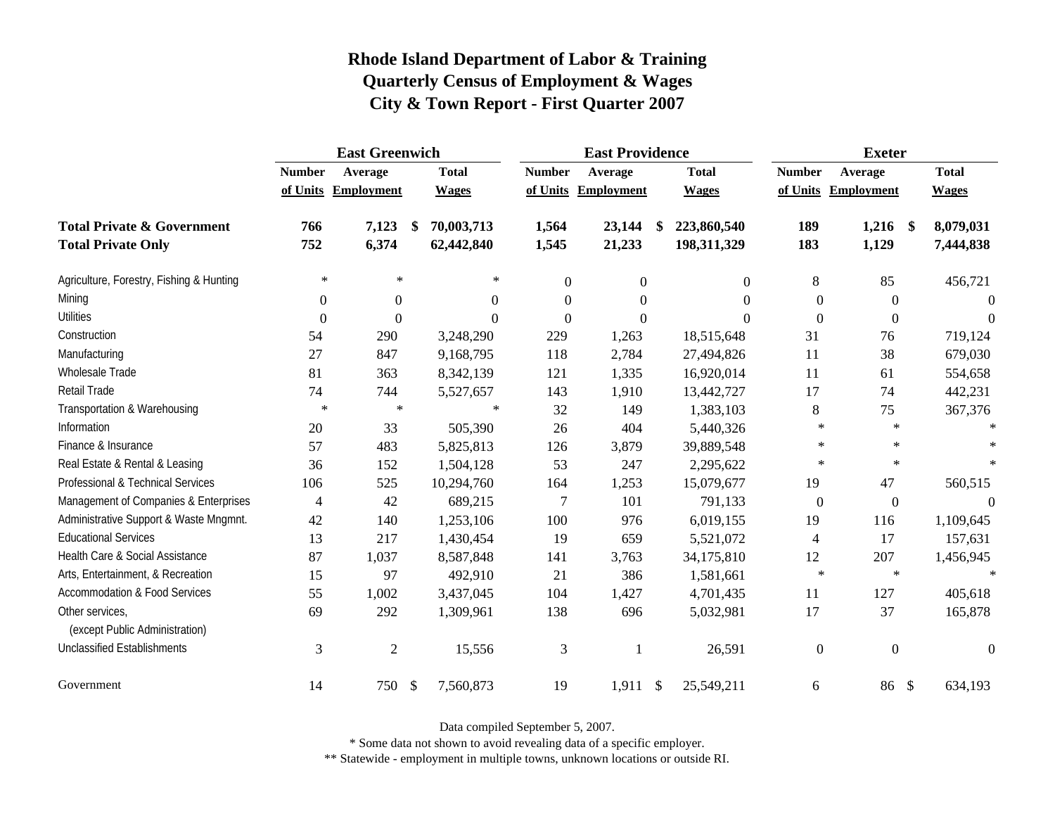# Rhode Island Department of Labor & Training
## Quarterly Census of Employment & Wages
## City & Town Report - First Quarter 2007

| | East Greenwich | | | East Providence | | | Exeter | | |
|---|---|---|---|---|---|---|---|---|---|
| | Number of Units | Average Employment | Total Wages | Number of Units | Average Employment | Total Wages | Number of Units | Average Employment | Total Wages |
| **Total Private & Government** | **766** | **7,123** | **$ 70,003,713** | **1,564** | **23,144** | **$ 223,860,540** | **189** | **1,216** | **$ 8,079,031** |
| **Total Private Only** | **752** | **6,374** | **62,442,840** | **1,545** | **21,233** | **198,311,329** | **183** | **1,129** | **7,444,838** |
| Agriculture, Forestry, Fishing & Hunting | * | * | * | 0 | 0 | 0 | 8 | 85 | 456,721 |
| Mining | 0 | 0 | 0 | 0 | 0 | 0 | 0 | 0 | 0 |
| Utilities | 0 | 0 | 0 | 0 | 0 | 0 | 0 | 0 | 0 |
| Construction | 54 | 290 | 3,248,290 | 229 | 1,263 | 18,515,648 | 31 | 76 | 719,124 |
| Manufacturing | 27 | 847 | 9,168,795 | 118 | 2,784 | 27,494,826 | 11 | 38 | 679,030 |
| Wholesale Trade | 81 | 363 | 8,342,139 | 121 | 1,335 | 16,920,014 | 11 | 61 | 554,658 |
| Retail Trade | 74 | 744 | 5,527,657 | 143 | 1,910 | 13,442,727 | 17 | 74 | 442,231 |
| Transportation & Warehousing | * | * | * | 32 | 149 | 1,383,103 | 8 | 75 | 367,376 |
| Information | 20 | 33 | 505,390 | 26 | 404 | 5,440,326 | * | * | * |
| Finance & Insurance | 57 | 483 | 5,825,813 | 126 | 3,879 | 39,889,548 | * | * | * |
| Real Estate & Rental & Leasing | 36 | 152 | 1,504,128 | 53 | 247 | 2,295,622 | * | * | * |
| Professional & Technical Services | 106 | 525 | 10,294,760 | 164 | 1,253 | 15,079,677 | 19 | 47 | 560,515 |
| Management of Companies & Enterprises | 4 | 42 | 689,215 | 7 | 101 | 791,133 | 0 | 0 | 0 |
| Administrative Support & Waste Mngmnt. | 42 | 140 | 1,253,106 | 100 | 976 | 6,019,155 | 19 | 116 | 1,109,645 |
| Educational Services | 13 | 217 | 1,430,454 | 19 | 659 | 5,521,072 | 4 | 17 | 157,631 |
| Health Care & Social Assistance | 87 | 1,037 | 8,587,848 | 141 | 3,763 | 34,175,810 | 12 | 207 | 1,456,945 |
| Arts, Entertainment, & Recreation | 15 | 97 | 492,910 | 21 | 386 | 1,581,661 | * | * | * |
| Accommodation & Food Services | 55 | 1,002 | 3,437,045 | 104 | 1,427 | 4,701,435 | 11 | 127 | 405,618 |
| Other services, (except Public Administration) | 69 | 292 | 1,309,961 | 138 | 696 | 5,032,981 | 17 | 37 | 165,878 |
| Unclassified Establishments | 3 | 2 | 15,556 | 3 | 1 | 26,591 | 0 | 0 | 0 |
| Government | 14 | 750 | $ 7,560,873 | 19 | 1,911 | $ 25,549,211 | 6 | 86 | $ 634,193 |

Data compiled September 5, 2007.

* Some data not shown to avoid revealing data of a specific employer.

** Statewide - employment in multiple towns, unknown locations or outside RI.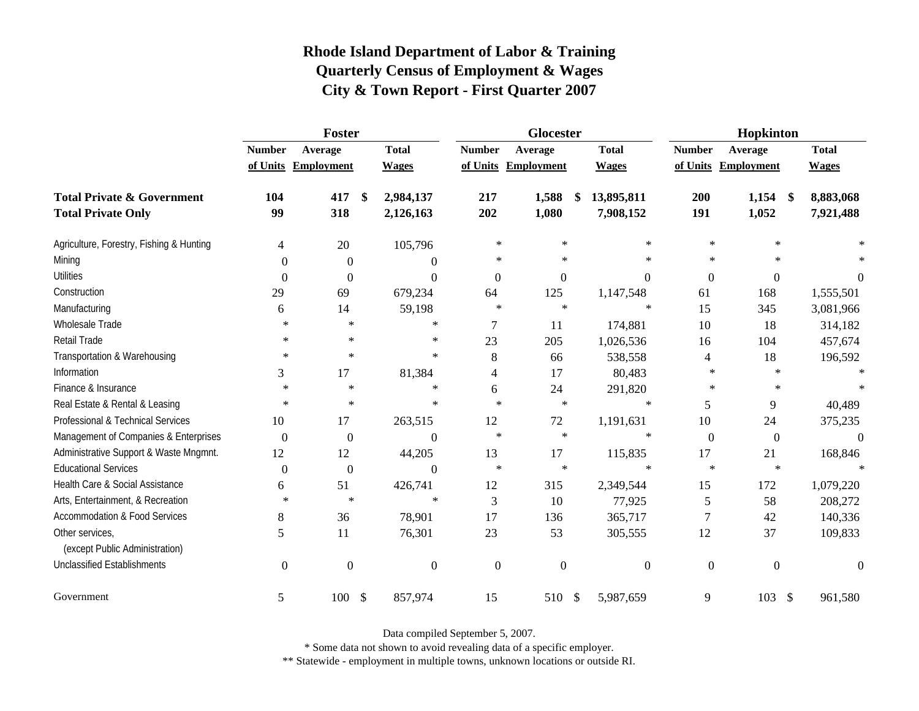# Rhode Island Department of Labor & Training
## Quarterly Census of Employment & Wages
## City & Town Report - First Quarter 2007

| | Foster | | | Glocester | | | Hopkinton | | |
|---|---|---|---|---|---|---|---|---|---|
| | Number of Units | Average Employment | Total Wages | Number of Units | Average Employment | Total Wages | Number of Units | Average Employment | Total Wages |
| **Total Private & Government** | **104** | **417** | **$ 2,984,137** | **217** | **1,588** | **$ 13,895,811** | **200** | **1,154** | **$ 8,883,068** |
| **Total Private Only** | **99** | **318** | **2,126,163** | **202** | **1,080** | **7,908,152** | **191** | **1,052** | **7,921,488** |
| Agriculture, Forestry, Fishing & Hunting | 4 | 20 | 105,796 | * | * | * | * | * | * |
| Mining | 0 | 0 | 0 | * | * | * | * | * | * |
| Utilities | 0 | 0 | 0 | 0 | 0 | 0 | 0 | 0 | 0 |
| Construction | 29 | 69 | 679,234 | 64 | 125 | 1,147,548 | 61 | 168 | 1,555,501 |
| Manufacturing | 6 | 14 | 59,198 | * | * | * | 15 | 345 | 3,081,966 |
| Wholesale Trade | * | * | * | 7 | 11 | 174,881 | 10 | 18 | 314,182 |
| Retail Trade | * | * | * | 23 | 205 | 1,026,536 | 16 | 104 | 457,674 |
| Transportation & Warehousing | * | * | * | 8 | 66 | 538,558 | 4 | 18 | 196,592 |
| Information | 3 | 17 | 81,384 | 4 | 17 | 80,483 | * | * | * |
| Finance & Insurance | * | * | * | 6 | 24 | 291,820 | * | * | * |
| Real Estate & Rental & Leasing | * | * | * | * | * | * | 5 | 9 | 40,489 |
| Professional & Technical Services | 10 | 17 | 263,515 | 12 | 72 | 1,191,631 | 10 | 24 | 375,235 |
| Management of Companies & Enterprises | 0 | 0 | 0 | * | * | * | 0 | 0 | 0 |
| Administrative Support & Waste Mngmnt. | 12 | 12 | 44,205 | 13 | 17 | 115,835 | 17 | 21 | 168,846 |
| Educational Services | 0 | 0 | 0 | * | * | * | * | * | * |
| Health Care & Social Assistance | 6 | 51 | 426,741 | 12 | 315 | 2,349,544 | 15 | 172 | 1,079,220 |
| Arts, Entertainment, & Recreation | * | * | * | 3 | 10 | 77,925 | 5 | 58 | 208,272 |
| Accommodation & Food Services | 8 | 36 | 78,901 | 17 | 136 | 365,717 | 7 | 42 | 140,336 |
| Other services, (except Public Administration) | 5 | 11 | 76,301 | 23 | 53 | 305,555 | 12 | 37 | 109,833 |
| Unclassified Establishments | 0 | 0 | 0 | 0 | 0 | 0 | 0 | 0 | 0 |
| Government | 5 | 100 | $ 857,974 | 15 | 510 | $ 5,987,659 | 9 | 103 | $ 961,580 |

Data compiled September 5, 2007.

* Some data not shown to avoid revealing data of a specific employer.

** Statewide - employment in multiple towns, unknown locations or outside RI.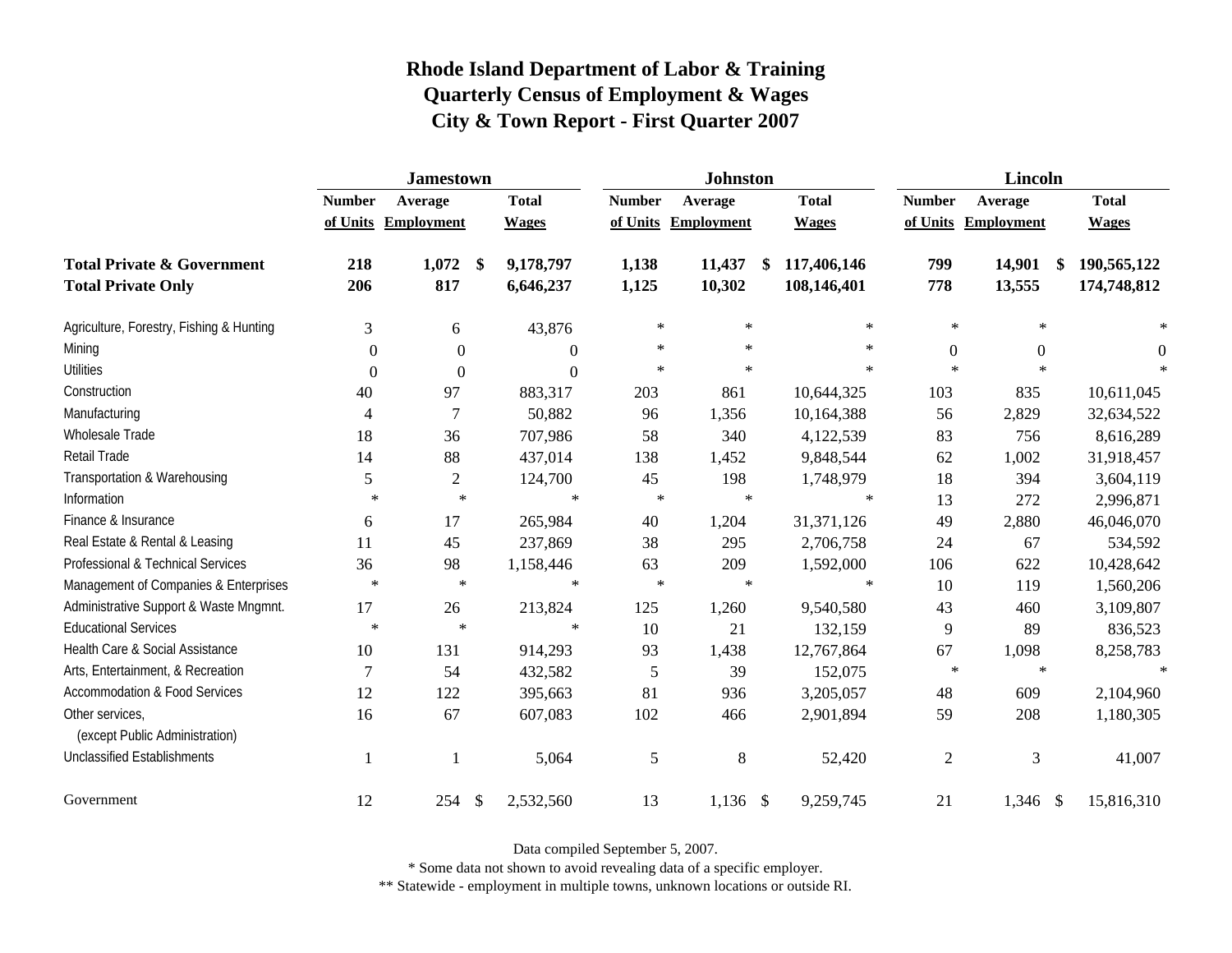# Rhode Island Department of Labor & Training
## Quarterly Census of Employment & Wages
## City & Town Report - First Quarter 2007

| | Jamestown | | | Johnston | | | Lincoln | | |
|---|---|---|---|---|---|---|---|---|---|
| | Number of Units | Average Employment | Total Wages | Number of Units | Average Employment | Total Wages | Number of Units | Average Employment | Total Wages |
| **Total Private & Government** | **218** | **1,072** | **$ 9,178,797** | **1,138** | **11,437** | **$ 117,406,146** | **799** | **14,901** | **$ 190,565,122** |
| **Total Private Only** | **206** | **817** | **6,646,237** | **1,125** | **10,302** | **108,146,401** | **778** | **13,555** | **174,748,812** |
| Agriculture, Forestry, Fishing & Hunting | 3 | 6 | 43,876 | * | * | * | * | * | * |
| Mining | 0 | 0 | 0 | * | * | * | 0 | 0 | 0 |
| Utilities | 0 | 0 | 0 | * | * | * | * | * | * |
| Construction | 40 | 97 | 883,317 | 203 | 861 | 10,644,325 | 103 | 835 | 10,611,045 |
| Manufacturing | 4 | 7 | 50,882 | 96 | 1,356 | 10,164,388 | 56 | 2,829 | 32,634,522 |
| Wholesale Trade | 18 | 36 | 707,986 | 58 | 340 | 4,122,539 | 83 | 756 | 8,616,289 |
| Retail Trade | 14 | 88 | 437,014 | 138 | 1,452 | 9,848,544 | 62 | 1,002 | 31,918,457 |
| Transportation & Warehousing | 5 | 2 | 124,700 | 45 | 198 | 1,748,979 | 18 | 394 | 3,604,119 |
| Information | * | * | * | * | * | * | 13 | 272 | 2,996,871 |
| Finance & Insurance | 6 | 17 | 265,984 | 40 | 1,204 | 31,371,126 | 49 | 2,880 | 46,046,070 |
| Real Estate & Rental & Leasing | 11 | 45 | 237,869 | 38 | 295 | 2,706,758 | 24 | 67 | 534,592 |
| Professional & Technical Services | 36 | 98 | 1,158,446 | 63 | 209 | 1,592,000 | 106 | 622 | 10,428,642 |
| Management of Companies & Enterprises | * | * | * | * | * | * | 10 | 119 | 1,560,206 |
| Administrative Support & Waste Mngmnt. | 17 | 26 | 213,824 | 125 | 1,260 | 9,540,580 | 43 | 460 | 3,109,807 |
| Educational Services | * | * | * | 10 | 21 | 132,159 | 9 | 89 | 836,523 |
| Health Care & Social Assistance | 10 | 131 | 914,293 | 93 | 1,438 | 12,767,864 | 67 | 1,098 | 8,258,783 |
| Arts, Entertainment, & Recreation | 7 | 54 | 432,582 | 5 | 39 | 152,075 | * | * | * |
| Accommodation & Food Services | 12 | 122 | 395,663 | 81 | 936 | 3,205,057 | 48 | 609 | 2,104,960 |
| Other services, (except Public Administration) | 16 | 67 | 607,083 | 102 | 466 | 2,901,894 | 59 | 208 | 1,180,305 |
| Unclassified Establishments | 1 | 1 | 5,064 | 5 | 8 | 52,420 | 2 | 3 | 41,007 |
| Government | 12 | 254 | $ 2,532,560 | 13 | 1,136 | $ 9,259,745 | 21 | 1,346 | $ 15,816,310 |

Data compiled September 5, 2007.

* Some data not shown to avoid revealing data of a specific employer.

** Statewide - employment in multiple towns, unknown locations or outside RI.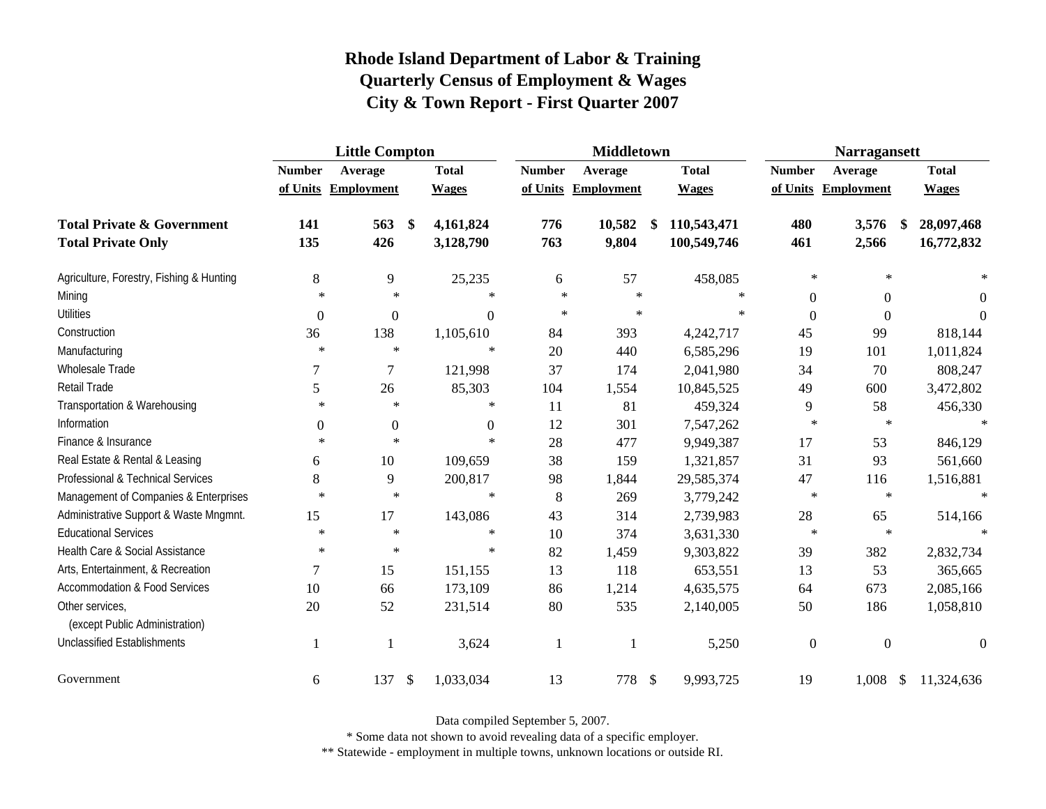# Rhode Island Department of Labor & Training
## Quarterly Census of Employment & Wages
## City & Town Report - First Quarter 2007

| | Little Compton | | | Middletown | | | Narragansett | | |
|---|---|---|---|---|---|---|---|---|---|
| | Number of Units | Average Employment | Total Wages | Number of Units | Average Employment | Total Wages | Number of Units | Average Employment | Total Wages |
| **Total Private & Government** | **141** | **563** | **$ 4,161,824** | **776** | **10,582** | **$ 110,543,471** | **480** | **3,576** | **$ 28,097,468** |
| **Total Private Only** | **135** | **426** | **3,128,790** | **763** | **9,804** | **100,549,746** | **461** | **2,566** | **16,772,832** |
| Agriculture, Forestry, Fishing & Hunting | 8 | 9 | 25,235 | 6 | 57 | 458,085 | * | * | * |
| Mining | * | * | * | * | * | * | 0 | 0 | 0 |
| Utilities | 0 | 0 | 0 | * | * | * | 0 | 0 | 0 |
| Construction | 36 | 138 | 1,105,610 | 84 | 393 | 4,242,717 | 45 | 99 | 818,144 |
| Manufacturing | * | * | * | 20 | 440 | 6,585,296 | 19 | 101 | 1,011,824 |
| Wholesale Trade | 7 | 7 | 121,998 | 37 | 174 | 2,041,980 | 34 | 70 | 808,247 |
| Retail Trade | 5 | 26 | 85,303 | 104 | 1,554 | 10,845,525 | 49 | 600 | 3,472,802 |
| Transportation & Warehousing | * | * | * | 11 | 81 | 459,324 | 9 | 58 | 456,330 |
| Information | 0 | 0 | 0 | 12 | 301 | 7,547,262 | * | * | * |
| Finance & Insurance | * | * | * | 28 | 477 | 9,949,387 | 17 | 53 | 846,129 |
| Real Estate & Rental & Leasing | 6 | 10 | 109,659 | 38 | 159 | 1,321,857 | 31 | 93 | 561,660 |
| Professional & Technical Services | 8 | 9 | 200,817 | 98 | 1,844 | 29,585,374 | 47 | 116 | 1,516,881 |
| Management of Companies & Enterprises | * | * | * | 8 | 269 | 3,779,242 | * | * | * |
| Administrative Support & Waste Mngmnt. | 15 | 17 | 143,086 | 43 | 314 | 2,739,983 | 28 | 65 | 514,166 |
| Educational Services | * | * | * | 10 | 374 | 3,631,330 | * | * | * |
| Health Care & Social Assistance | * | * | * | 82 | 1,459 | 9,303,822 | 39 | 382 | 2,832,734 |
| Arts, Entertainment, & Recreation | 7 | 15 | 151,155 | 13 | 118 | 653,551 | 13 | 53 | 365,665 |
| Accommodation & Food Services | 10 | 66 | 173,109 | 86 | 1,214 | 4,635,575 | 64 | 673 | 2,085,166 |
| Other services, (except Public Administration) | 20 | 52 | 231,514 | 80 | 535 | 2,140,005 | 50 | 186 | 1,058,810 |
| Unclassified Establishments | 1 | 1 | 3,624 | 1 | 1 | 5,250 | 0 | 0 | 0 |
| Government | 6 | 137 | $ 1,033,034 | 13 | 778 | $ 9,993,725 | 19 | 1,008 | $ 11,324,636 |

Data compiled September 5, 2007.

* Some data not shown to avoid revealing data of a specific employer.

** Statewide - employment in multiple towns, unknown locations or outside RI.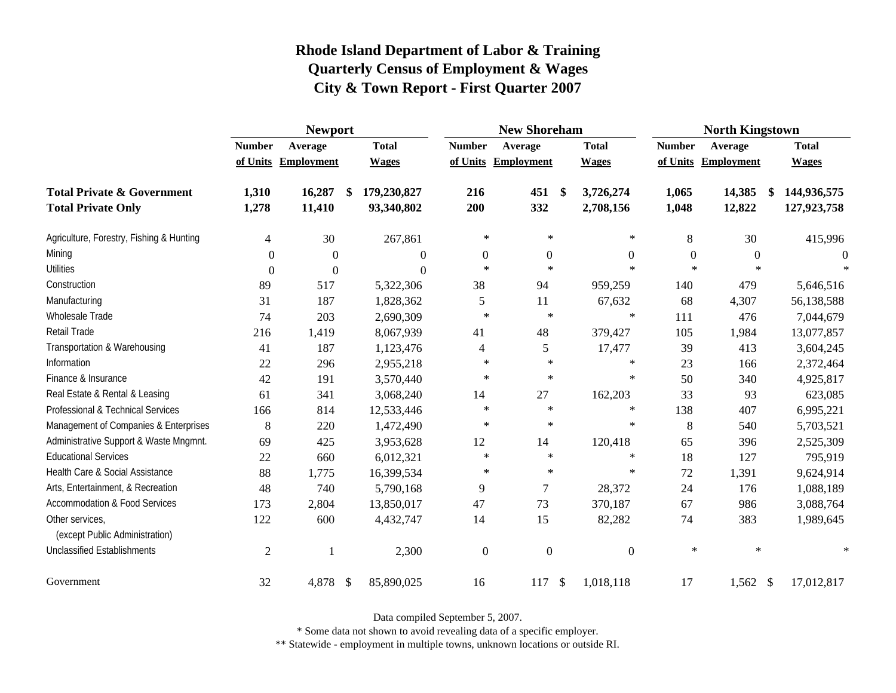# Rhode Island Department of Labor & Training
## Quarterly Census of Employment & Wages
## City & Town Report - First Quarter 2007

| | Newport | | | New Shoreham | | | North Kingstown | | |
|---|---|---|---|---|---|---|---|---|---|
| | Number of Units | Average Employment | Total Wages | Number of Units | Average Employment | Total Wages | Number of Units | Average Employment | Total Wages |
| **Total Private & Government** | **1,310** | **16,287** | **$ 179,230,827** | **216** | **451** | **$ 3,726,274** | **1,065** | **14,385** | **$ 144,936,575** |
| **Total Private Only** | **1,278** | **11,410** | **93,340,802** | **200** | **332** | **2,708,156** | **1,048** | **12,822** | **127,923,758** |
| Agriculture, Forestry, Fishing & Hunting | 4 | 30 | 267,861 | * | * | * | 8 | 30 | 415,996 |
| Mining | 0 | 0 | 0 | 0 | 0 | 0 | 0 | 0 | 0 |
| Utilities | 0 | 0 | 0 | * | * | * | * | * | * |
| Construction | 89 | 517 | 5,322,306 | 38 | 94 | 959,259 | 140 | 479 | 5,646,516 |
| Manufacturing | 31 | 187 | 1,828,362 | 5 | 11 | 67,632 | 68 | 4,307 | 56,138,588 |
| Wholesale Trade | 74 | 203 | 2,690,309 | * | * | * | 111 | 476 | 7,044,679 |
| Retail Trade | 216 | 1,419 | 8,067,939 | 41 | 48 | 379,427 | 105 | 1,984 | 13,077,857 |
| Transportation & Warehousing | 41 | 187 | 1,123,476 | 4 | 5 | 17,477 | 39 | 413 | 3,604,245 |
| Information | 22 | 296 | 2,955,218 | * | * | * | 23 | 166 | 2,372,464 |
| Finance & Insurance | 42 | 191 | 3,570,440 | * | * | * | 50 | 340 | 4,925,817 |
| Real Estate & Rental & Leasing | 61 | 341 | 3,068,240 | 14 | 27 | 162,203 | 33 | 93 | 623,085 |
| Professional & Technical Services | 166 | 814 | 12,533,446 | * | * | * | 138 | 407 | 6,995,221 |
| Management of Companies & Enterprises | 8 | 220 | 1,472,490 | * | * | * | 8 | 540 | 5,703,521 |
| Administrative Support & Waste Mngmnt. | 69 | 425 | 3,953,628 | 12 | 14 | 120,418 | 65 | 396 | 2,525,309 |
| Educational Services | 22 | 660 | 6,012,321 | * | * | * | 18 | 127 | 795,919 |
| Health Care & Social Assistance | 88 | 1,775 | 16,399,534 | * | * | * | 72 | 1,391 | 9,624,914 |
| Arts, Entertainment, & Recreation | 48 | 740 | 5,790,168 | 9 | 7 | 28,372 | 24 | 176 | 1,088,189 |
| Accommodation & Food Services | 173 | 2,804 | 13,850,017 | 47 | 73 | 370,187 | 67 | 986 | 3,088,764 |
| Other services, (except Public Administration) | 122 | 600 | 4,432,747 | 14 | 15 | 82,282 | 74 | 383 | 1,989,645 |
| Unclassified Establishments | 2 | 1 | 2,300 | 0 | 0 | 0 | * | * | * |
| Government | 32 | 4,878 | $ 85,890,025 | 16 | 117 | $ 1,018,118 | 17 | 1,562 | $ 17,012,817 |

Data compiled September 5, 2007.

* Some data not shown to avoid revealing data of a specific employer.

** Statewide - employment in multiple towns, unknown locations or outside RI.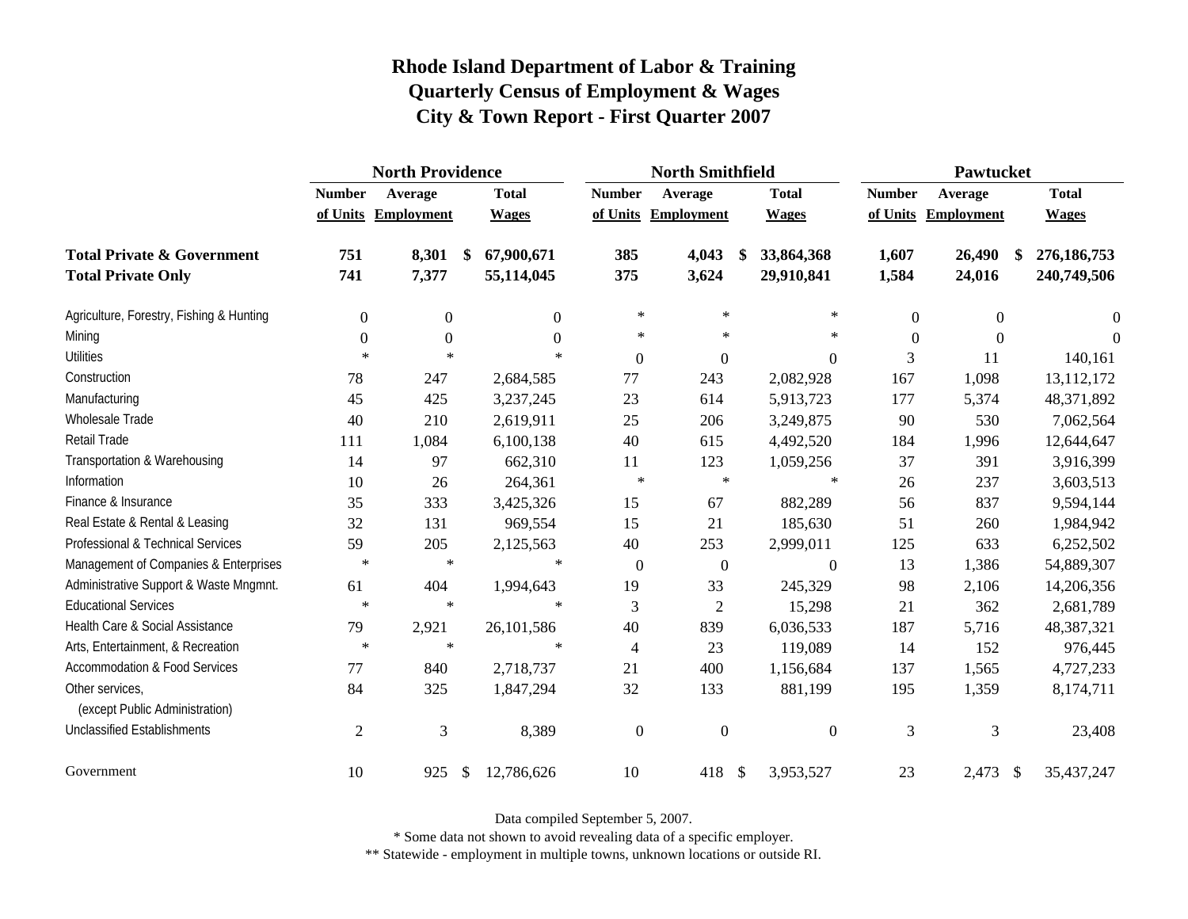# Rhode Island Department of Labor & Training
## Quarterly Census of Employment & Wages
## City & Town Report - First Quarter 2007

| | North Providence | | | North Smithfield | | | Pawtucket | | |
|---|---|---|---|---|---|---|---|---|---|
| | Number of Units | Average Employment | Total Wages | Number of Units | Average Employment | Total Wages | Number of Units | Average Employment | Total Wages |
| **Total Private & Government** | **751** | **8,301** | **$ 67,900,671** | **385** | **4,043** | **$ 33,864,368** | **1,607** | **26,490** | **$ 276,186,753** |
| **Total Private Only** | **741** | **7,377** | **55,114,045** | **375** | **3,624** | **29,910,841** | **1,584** | **24,016** | **240,749,506** |
| Agriculture, Forestry, Fishing & Hunting | 0 | 0 | 0 | * | * | * | 0 | 0 | 0 |
| Mining | 0 | 0 | 0 | * | * | * | 0 | 0 | 0 |
| Utilities | * | * | * | 0 | 0 | 0 | 3 | 11 | 140,161 |
| Construction | 78 | 247 | 2,684,585 | 77 | 243 | 2,082,928 | 167 | 1,098 | 13,112,172 |
| Manufacturing | 45 | 425 | 3,237,245 | 23 | 614 | 5,913,723 | 177 | 5,374 | 48,371,892 |
| Wholesale Trade | 40 | 210 | 2,619,911 | 25 | 206 | 3,249,875 | 90 | 530 | 7,062,564 |
| Retail Trade | 111 | 1,084 | 6,100,138 | 40 | 615 | 4,492,520 | 184 | 1,996 | 12,644,647 |
| Transportation & Warehousing | 14 | 97 | 662,310 | 11 | 123 | 1,059,256 | 37 | 391 | 3,916,399 |
| Information | 10 | 26 | 264,361 | * | * | * | 26 | 237 | 3,603,513 |
| Finance & Insurance | 35 | 333 | 3,425,326 | 15 | 67 | 882,289 | 56 | 837 | 9,594,144 |
| Real Estate & Rental & Leasing | 32 | 131 | 969,554 | 15 | 21 | 185,630 | 51 | 260 | 1,984,942 |
| Professional & Technical Services | 59 | 205 | 2,125,563 | 40 | 253 | 2,999,011 | 125 | 633 | 6,252,502 |
| Management of Companies & Enterprises | * | * | * | 0 | 0 | 0 | 13 | 1,386 | 54,889,307 |
| Administrative Support & Waste Mngmnt. | 61 | 404 | 1,994,643 | 19 | 33 | 245,329 | 98 | 2,106 | 14,206,356 |
| Educational Services | * | * | * | 3 | 2 | 15,298 | 21 | 362 | 2,681,789 |
| Health Care & Social Assistance | 79 | 2,921 | 26,101,586 | 40 | 839 | 6,036,533 | 187 | 5,716 | 48,387,321 |
| Arts, Entertainment, & Recreation | * | * | * | 4 | 23 | 119,089 | 14 | 152 | 976,445 |
| Accommodation & Food Services | 77 | 840 | 2,718,737 | 21 | 400 | 1,156,684 | 137 | 1,565 | 4,727,233 |
| Other services, (except Public Administration) | 84 | 325 | 1,847,294 | 32 | 133 | 881,199 | 195 | 1,359 | 8,174,711 |
| Unclassified Establishments | 2 | 3 | 8,389 | 0 | 0 | 0 | 3 | 3 | 23,408 |
| Government | 10 | 925 | $ 12,786,626 | 10 | 418 | $ 3,953,527 | 23 | 2,473 | $ 35,437,247 |

Data compiled September 5, 2007.

* Some data not shown to avoid revealing data of a specific employer.

** Statewide - employment in multiple towns, unknown locations or outside RI.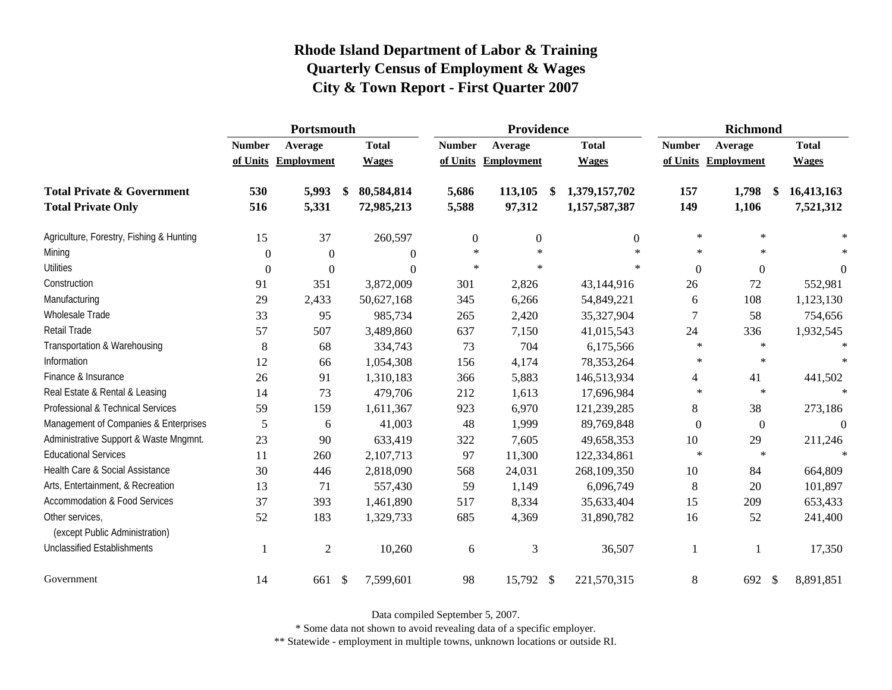# Rhode Island Department of Labor & Training
## Quarterly Census of Employment & Wages
## City & Town Report - First Quarter 2007

| | Portsmouth | | | Providence | | | Richmond | | |
|---|---|---|---|---|---|---|---|---|---|
| | Number of Units | Average Employment | Total Wages | Number of Units | Average Employment | Total Wages | Number of Units | Average Employment | Total Wages |
| **Total Private & Government** | **530** | **5,993** | **$ 80,584,814** | **5,686** | **113,105** | **$ 1,379,157,702** | **157** | **1,798** | **$ 16,413,163** |
| **Total Private Only** | **516** | **5,331** | **72,985,213** | **5,588** | **97,312** | **1,157,587,387** | **149** | **1,106** | **7,521,312** |
| Agriculture, Forestry, Fishing & Hunting | 15 | 37 | 260,597 | 0 | 0 | 0 | * | * | * |
| Mining | 0 | 0 | 0 | * | * | * | * | * | * |
| Utilities | 0 | 0 | 0 | * | * | * | 0 | 0 | 0 |
| Construction | 91 | 351 | 3,872,009 | 301 | 2,826 | 43,144,916 | 26 | 72 | 552,981 |
| Manufacturing | 29 | 2,433 | 50,627,168 | 345 | 6,266 | 54,849,221 | 6 | 108 | 1,123,130 |
| Wholesale Trade | 33 | 95 | 985,734 | 265 | 2,420 | 35,327,904 | 7 | 58 | 754,656 |
| Retail Trade | 57 | 507 | 3,489,860 | 637 | 7,150 | 41,015,543 | 24 | 336 | 1,932,545 |
| Transportation & Warehousing | 8 | 68 | 334,743 | 73 | 704 | 6,175,566 | * | * | * |
| Information | 12 | 66 | 1,054,308 | 156 | 4,174 | 78,353,264 | * | * | * |
| Finance & Insurance | 26 | 91 | 1,310,183 | 366 | 5,883 | 146,513,934 | 4 | 41 | 441,502 |
| Real Estate & Rental & Leasing | 14 | 73 | 479,706 | 212 | 1,613 | 17,696,984 | * | * | * |
| Professional & Technical Services | 59 | 159 | 1,611,367 | 923 | 6,970 | 121,239,285 | 8 | 38 | 273,186 |
| Management of Companies & Enterprises | 5 | 6 | 41,003 | 48 | 1,999 | 89,769,848 | 0 | 0 | 0 |
| Administrative Support & Waste Mngmnt. | 23 | 90 | 633,419 | 322 | 7,605 | 49,658,353 | 10 | 29 | 211,246 |
| Educational Services | 11 | 260 | 2,107,713 | 97 | 11,300 | 122,334,861 | * | * | * |
| Health Care & Social Assistance | 30 | 446 | 2,818,090 | 568 | 24,031 | 268,109,350 | 10 | 84 | 664,809 |
| Arts, Entertainment, & Recreation | 13 | 71 | 557,430 | 59 | 1,149 | 6,096,749 | 8 | 20 | 101,897 |
| Accommodation & Food Services | 37 | 393 | 1,461,890 | 517 | 8,334 | 35,633,404 | 15 | 209 | 653,433 |
| Other services, (except Public Administration) | 52 | 183 | 1,329,733 | 685 | 4,369 | 31,890,782 | 16 | 52 | 241,400 |
| Unclassified Establishments | 1 | 2 | 10,260 | 6 | 3 | 36,507 | 1 | 1 | 17,350 |
| Government | 14 | 661 | $ 7,599,601 | 98 | 15,792 | $ 221,570,315 | 8 | 692 | $ 8,891,851 |

Data compiled September 5, 2007.

* Some data not shown to avoid revealing data of a specific employer.

** Statewide - employment in multiple towns, unknown locations or outside RI.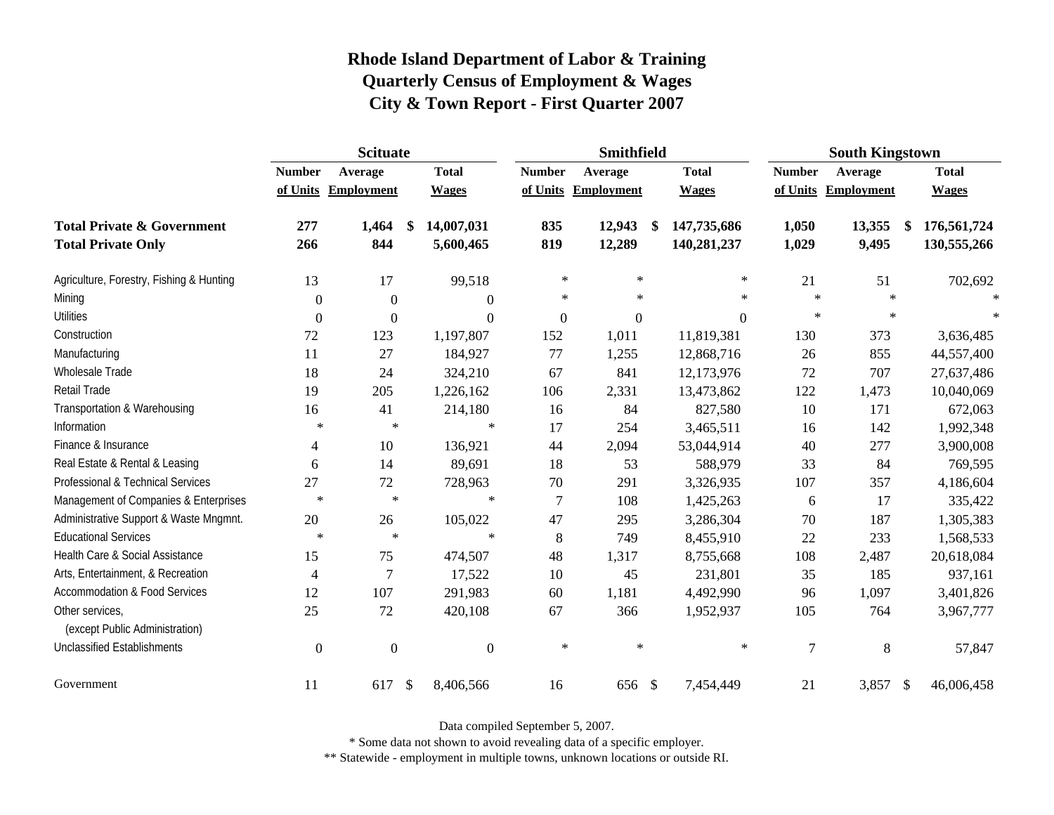# Rhode Island Department of Labor & Training
## Quarterly Census of Employment & Wages
## City & Town Report - First Quarter 2007

| | Scituate | | | Smithfield | | | South Kingstown | | |
|---|---|---|---|---|---|---|---|---|---|
| | Number of Units | Average Employment | Total Wages | Number of Units | Average Employment | Total Wages | Number of Units | Average Employment | Total Wages |
| **Total Private & Government** | **277** | **1,464** | **$ 14,007,031** | **835** | **12,943** | **$ 147,735,686** | **1,050** | **13,355** | **$ 176,561,724** |
| **Total Private Only** | **266** | **844** | **5,600,465** | **819** | **12,289** | **140,281,237** | **1,029** | **9,495** | **130,555,266** |
| Agriculture, Forestry, Fishing & Hunting | 13 | 17 | 99,518 | * | * | * | 21 | 51 | 702,692 |
| Mining | 0 | 0 | 0 | * | * | * | * | * | * |
| Utilities | 0 | 0 | 0 | 0 | 0 | 0 | * | * | * |
| Construction | 72 | 123 | 1,197,807 | 152 | 1,011 | 11,819,381 | 130 | 373 | 3,636,485 |
| Manufacturing | 11 | 27 | 184,927 | 77 | 1,255 | 12,868,716 | 26 | 855 | 44,557,400 |
| Wholesale Trade | 18 | 24 | 324,210 | 67 | 841 | 12,173,976 | 72 | 707 | 27,637,486 |
| Retail Trade | 19 | 205 | 1,226,162 | 106 | 2,331 | 13,473,862 | 122 | 1,473 | 10,040,069 |
| Transportation & Warehousing | 16 | 41 | 214,180 | 16 | 84 | 827,580 | 10 | 171 | 672,063 |
| Information | * | * | * | 17 | 254 | 3,465,511 | 16 | 142 | 1,992,348 |
| Finance & Insurance | 4 | 10 | 136,921 | 44 | 2,094 | 53,044,914 | 40 | 277 | 3,900,008 |
| Real Estate & Rental & Leasing | 6 | 14 | 89,691 | 18 | 53 | 588,979 | 33 | 84 | 769,595 |
| Professional & Technical Services | 27 | 72 | 728,963 | 70 | 291 | 3,326,935 | 107 | 357 | 4,186,604 |
| Management of Companies & Enterprises | * | * | * | 7 | 108 | 1,425,263 | 6 | 17 | 335,422 |
| Administrative Support & Waste Mngmnt. | 20 | 26 | 105,022 | 47 | 295 | 3,286,304 | 70 | 187 | 1,305,383 |
| Educational Services | * | * | * | 8 | 749 | 8,455,910 | 22 | 233 | 1,568,533 |
| Health Care & Social Assistance | 15 | 75 | 474,507 | 48 | 1,317 | 8,755,668 | 108 | 2,487 | 20,618,084 |
| Arts, Entertainment, & Recreation | 4 | 7 | 17,522 | 10 | 45 | 231,801 | 35 | 185 | 937,161 |
| Accommodation & Food Services | 12 | 107 | 291,983 | 60 | 1,181 | 4,492,990 | 96 | 1,097 | 3,401,826 |
| Other services, (except Public Administration) | 25 | 72 | 420,108 | 67 | 366 | 1,952,937 | 105 | 764 | 3,967,777 |
| Unclassified Establishments | 0 | 0 | 0 | * | * | * | 7 | 8 | 57,847 |
| Government | 11 | 617 | $ 8,406,566 | 16 | 656 | $ 7,454,449 | 21 | 3,857 | $ 46,006,458 |

Data compiled September 5, 2007.

* Some data not shown to avoid revealing data of a specific employer.

** Statewide - employment in multiple towns, unknown locations or outside RI.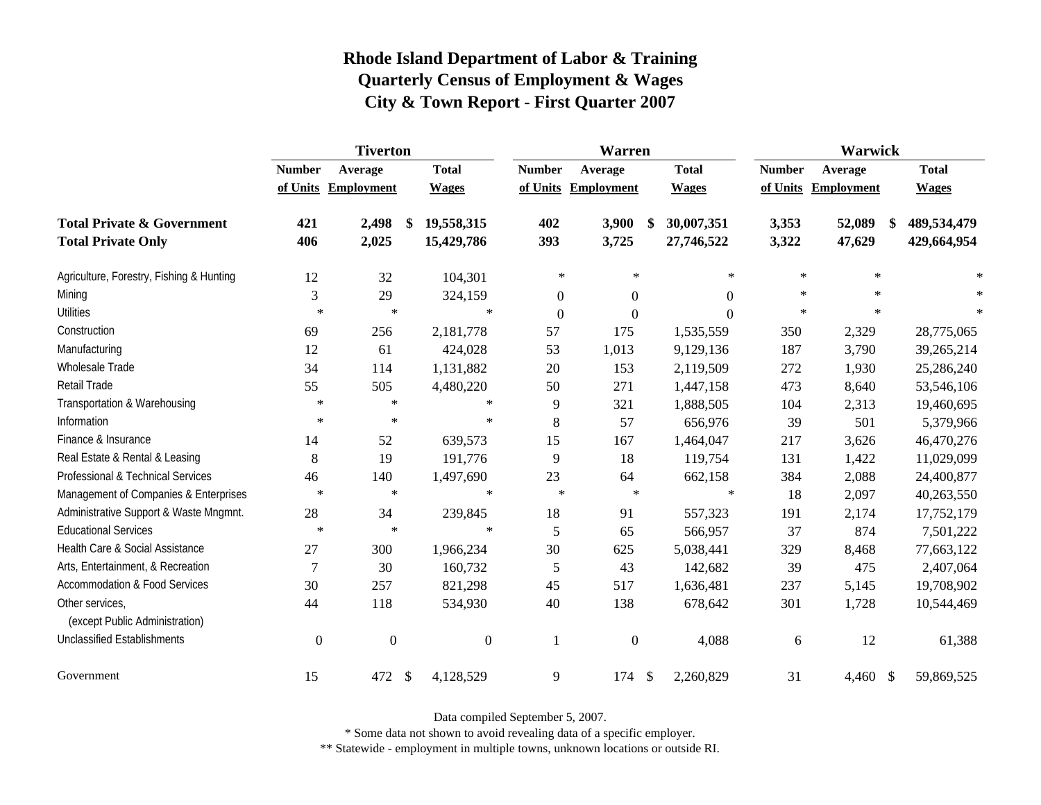# Rhode Island Department of Labor & Training
## Quarterly Census of Employment & Wages
## City & Town Report - First Quarter 2007

| | Tiverton | | | Warren | | | Warwick | | |
|---|---|---|---|---|---|---|---|---|---|
| | Number of Units | Average Employment | Total Wages | Number of Units | Average Employment | Total Wages | Number of Units | Average Employment | Total Wages |
| **Total Private & Government** | **421** | **2,498** | **$ 19,558,315** | **402** | **3,900** | **$ 30,007,351** | **3,353** | **52,089** | **$ 489,534,479** |
| **Total Private Only** | **406** | **2,025** | **15,429,786** | **393** | **3,725** | **27,746,522** | **3,322** | **47,629** | **429,664,954** |
| Agriculture, Forestry, Fishing & Hunting | 12 | 32 | 104,301 | * | * | * | * | * | * |
| Mining | 3 | 29 | 324,159 | 0 | 0 | 0 | * | * | * |
| Utilities | * | * | * | 0 | 0 | 0 | * | * | * |
| Construction | 69 | 256 | 2,181,778 | 57 | 175 | 1,535,559 | 350 | 2,329 | 28,775,065 |
| Manufacturing | 12 | 61 | 424,028 | 53 | 1,013 | 9,129,136 | 187 | 3,790 | 39,265,214 |
| Wholesale Trade | 34 | 114 | 1,131,882 | 20 | 153 | 2,119,509 | 272 | 1,930 | 25,286,240 |
| Retail Trade | 55 | 505 | 4,480,220 | 50 | 271 | 1,447,158 | 473 | 8,640 | 53,546,106 |
| Transportation & Warehousing | * | * | * | 9 | 321 | 1,888,505 | 104 | 2,313 | 19,460,695 |
| Information | * | * | * | 8 | 57 | 656,976 | 39 | 501 | 5,379,966 |
| Finance & Insurance | 14 | 52 | 639,573 | 15 | 167 | 1,464,047 | 217 | 3,626 | 46,470,276 |
| Real Estate & Rental & Leasing | 8 | 19 | 191,776 | 9 | 18 | 119,754 | 131 | 1,422 | 11,029,099 |
| Professional & Technical Services | 46 | 140 | 1,497,690 | 23 | 64 | 662,158 | 384 | 2,088 | 24,400,877 |
| Management of Companies & Enterprises | * | * | * | * | * | * | 18 | 2,097 | 40,263,550 |
| Administrative Support & Waste Mngmnt. | 28 | 34 | 239,845 | 18 | 91 | 557,323 | 191 | 2,174 | 17,752,179 |
| Educational Services | * | * | * | 5 | 65 | 566,957 | 37 | 874 | 7,501,222 |
| Health Care & Social Assistance | 27 | 300 | 1,966,234 | 30 | 625 | 5,038,441 | 329 | 8,468 | 77,663,122 |
| Arts, Entertainment, & Recreation | 7 | 30 | 160,732 | 5 | 43 | 142,682 | 39 | 475 | 2,407,064 |
| Accommodation & Food Services | 30 | 257 | 821,298 | 45 | 517 | 1,636,481 | 237 | 5,145 | 19,708,902 |
| Other services, (except Public Administration) | 44 | 118 | 534,930 | 40 | 138 | 678,642 | 301 | 1,728 | 10,544,469 |
| Unclassified Establishments | 0 | 0 | 0 | 1 | 0 | 4,088 | 6 | 12 | 61,388 |
| Government | 15 | 472 | $ 4,128,529 | 9 | 174 | $ 2,260,829 | 31 | 4,460 | $ 59,869,525 |

Data compiled September 5, 2007.

* Some data not shown to avoid revealing data of a specific employer.

** Statewide - employment in multiple towns, unknown locations or outside RI.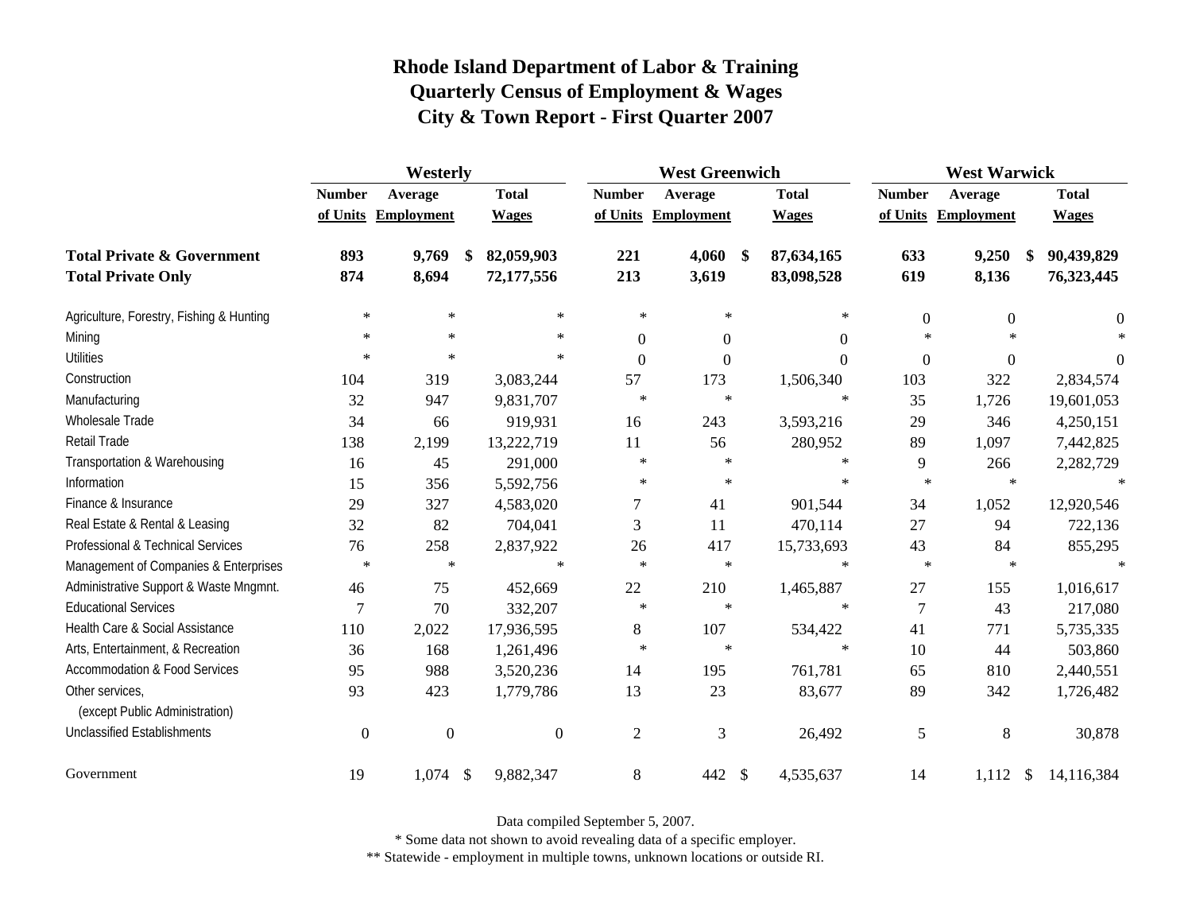# Rhode Island Department of Labor & Training
## Quarterly Census of Employment & Wages
## City & Town Report - First Quarter 2007

| | Westerly | | | West Greenwich | | | West Warwick | | |
|---|---|---|---|---|---|---|---|---|---|
| | Number of Units | Average Employment | Total Wages | Number of Units | Average Employment | Total Wages | Number of Units | Average Employment | Total Wages |
| **Total Private & Government** | **893** | **9,769** | **$ 82,059,903** | **221** | **4,060** | **$ 87,634,165** | **633** | **9,250** | **$ 90,439,829** |
| **Total Private Only** | **874** | **8,694** | **72,177,556** | **213** | **3,619** | **83,098,528** | **619** | **8,136** | **76,323,445** |
| Agriculture, Forestry, Fishing & Hunting | * | * | * | * | * | * | 0 | 0 | 0 |
| Mining | * | * | * | 0 | 0 | 0 | * | * | * |
| Utilities | * | * | * | 0 | 0 | 0 | 0 | 0 | 0 |
| Construction | 104 | 319 | 3,083,244 | 57 | 173 | 1,506,340 | 103 | 322 | 2,834,574 |
| Manufacturing | 32 | 947 | 9,831,707 | * | * | * | 35 | 1,726 | 19,601,053 |
| Wholesale Trade | 34 | 66 | 919,931 | 16 | 243 | 3,593,216 | 29 | 346 | 4,250,151 |
| Retail Trade | 138 | 2,199 | 13,222,719 | 11 | 56 | 280,952 | 89 | 1,097 | 7,442,825 |
| Transportation & Warehousing | 16 | 45 | 291,000 | * | * | * | 9 | 266 | 2,282,729 |
| Information | 15 | 356 | 5,592,756 | * | * | * | * | * | * |
| Finance & Insurance | 29 | 327 | 4,583,020 | 7 | 41 | 901,544 | 34 | 1,052 | 12,920,546 |
| Real Estate & Rental & Leasing | 32 | 82 | 704,041 | 3 | 11 | 470,114 | 27 | 94 | 722,136 |
| Professional & Technical Services | 76 | 258 | 2,837,922 | 26 | 417 | 15,733,693 | 43 | 84 | 855,295 |
| Management of Companies & Enterprises | * | * | * | * | * | * | * | * | * |
| Administrative Support & Waste Mngmnt. | 46 | 75 | 452,669 | 22 | 210 | 1,465,887 | 27 | 155 | 1,016,617 |
| Educational Services | 7 | 70 | 332,207 | * | * | * | 7 | 43 | 217,080 |
| Health Care & Social Assistance | 110 | 2,022 | 17,936,595 | 8 | 107 | 534,422 | 41 | 771 | 5,735,335 |
| Arts, Entertainment, & Recreation | 36 | 168 | 1,261,496 | * | * | * | 10 | 44 | 503,860 |
| Accommodation & Food Services | 95 | 988 | 3,520,236 | 14 | 195 | 761,781 | 65 | 810 | 2,440,551 |
| Other services, (except Public Administration) | 93 | 423 | 1,779,786 | 13 | 23 | 83,677 | 89 | 342 | 1,726,482 |
| Unclassified Establishments | 0 | 0 | 0 | 2 | 3 | 26,492 | 5 | 8 | 30,878 |
| Government | 19 | 1,074 | $ 9,882,347 | 8 | 442 | $ 4,535,637 | 14 | 1,112 | $ 14,116,384 |

Data compiled September 5, 2007.

* Some data not shown to avoid revealing data of a specific employer.

** Statewide - employment in multiple towns, unknown locations or outside RI.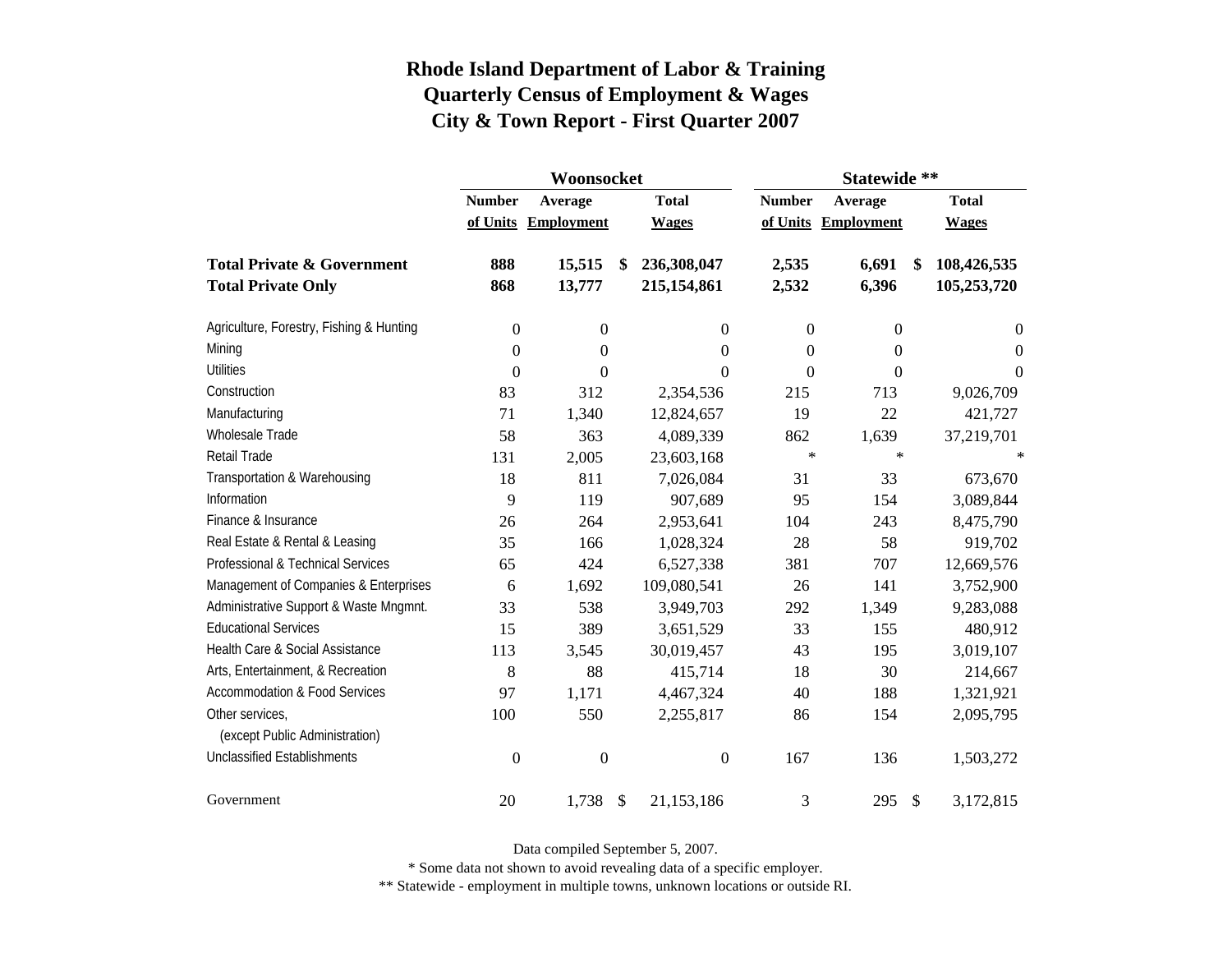# Rhode Island Department of Labor & Training
## Quarterly Census of Employment & Wages
## City & Town Report - First Quarter 2007

| | Woonsocket | | | Statewide ** | | |
|---|---|---|---|---|---|---|
| | Number of Units | Average Employment | Total Wages | Number of Units | Average Employment | Total Wages |
| **Total Private & Government** | **888** | **15,515** | **$ 236,308,047** | **2,535** | **6,691** | **$ 108,426,535** |
| **Total Private Only** | **868** | **13,777** | **215,154,861** | **2,532** | **6,396** | **105,253,720** |
| Agriculture, Forestry, Fishing & Hunting | 0 | 0 | 0 | 0 | 0 | 0 |
| Mining | 0 | 0 | 0 | 0 | 0 | 0 |
| Utilities | 0 | 0 | 0 | 0 | 0 | 0 |
| Construction | 83 | 312 | 2,354,536 | 215 | 713 | 9,026,709 |
| Manufacturing | 71 | 1,340 | 12,824,657 | 19 | 22 | 421,727 |
| Wholesale Trade | 58 | 363 | 4,089,339 | 862 | 1,639 | 37,219,701 |
| Retail Trade | 131 | 2,005 | 23,603,168 | * | * | * |
| Transportation & Warehousing | 18 | 811 | 7,026,084 | 31 | 33 | 673,670 |
| Information | 9 | 119 | 907,689 | 95 | 154 | 3,089,844 |
| Finance & Insurance | 26 | 264 | 2,953,641 | 104 | 243 | 8,475,790 |
| Real Estate & Rental & Leasing | 35 | 166 | 1,028,324 | 28 | 58 | 919,702 |
| Professional & Technical Services | 65 | 424 | 6,527,338 | 381 | 707 | 12,669,576 |
| Management of Companies & Enterprises | 6 | 1,692 | 109,080,541 | 26 | 141 | 3,752,900 |
| Administrative Support & Waste Mngmnt. | 33 | 538 | 3,949,703 | 292 | 1,349 | 9,283,088 |
| Educational Services | 15 | 389 | 3,651,529 | 33 | 155 | 480,912 |
| Health Care & Social Assistance | 113 | 3,545 | 30,019,457 | 43 | 195 | 3,019,107 |
| Arts, Entertainment, & Recreation | 8 | 88 | 415,714 | 18 | 30 | 214,667 |
| Accommodation & Food Services | 97 | 1,171 | 4,467,324 | 40 | 188 | 1,321,921 |
| Other services, (except Public Administration) | 100 | 550 | 2,255,817 | 86 | 154 | 2,095,795 |
| Unclassified Establishments | 0 | 0 | 0 | 167 | 136 | 1,503,272 |
| Government | 20 | 1,738 | $ 21,153,186 | 3 | 295 | $ 3,172,815 |

Data compiled September 5, 2007.

* Some data not shown to avoid revealing data of a specific employer.

** Statewide - employment in multiple towns, unknown locations or outside RI.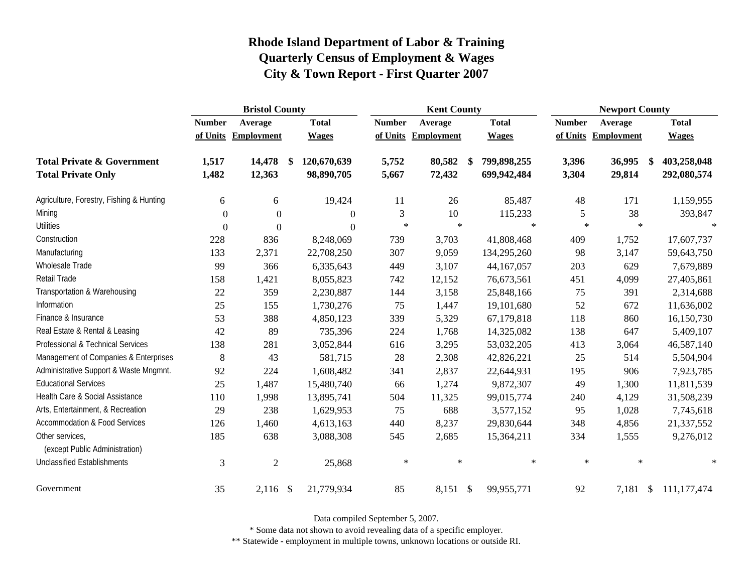# Rhode Island Department of Labor & Training
## Quarterly Census of Employment & Wages
## City & Town Report - First Quarter 2007

| | Bristol County | | | Kent County | | | Newport County | | |
|---|---|---|---|---|---|---|---|---|---|
| | Number of Units | Average Employment | Total Wages | Number of Units | Average Employment | Total Wages | Number of Units | Average Employment | Total Wages |
| **Total Private & Government** | **1,517** | **14,478** | **$ 120,670,639** | **5,752** | **80,582** | **$ 799,898,255** | **3,396** | **36,995** | **$ 403,258,048** |
| **Total Private Only** | **1,482** | **12,363** | **98,890,705** | **5,667** | **72,432** | **699,942,484** | **3,304** | **29,814** | **292,080,574** |
| Agriculture, Forestry, Fishing & Hunting | 6 | 6 | 19,424 | 11 | 26 | 85,487 | 48 | 171 | 1,159,955 |
| Mining | 0 | 0 | 0 | 3 | 10 | 115,233 | 5 | 38 | 393,847 |
| Utilities | 0 | 0 | 0 | * | * | * | * | * | * |
| Construction | 228 | 836 | 8,248,069 | 739 | 3,703 | 41,808,468 | 409 | 1,752 | 17,607,737 |
| Manufacturing | 133 | 2,371 | 22,708,250 | 307 | 9,059 | 134,295,260 | 98 | 3,147 | 59,643,750 |
| Wholesale Trade | 99 | 366 | 6,335,643 | 449 | 3,107 | 44,167,057 | 203 | 629 | 7,679,889 |
| Retail Trade | 158 | 1,421 | 8,055,823 | 742 | 12,152 | 76,673,561 | 451 | 4,099 | 27,405,861 |
| Transportation & Warehousing | 22 | 359 | 2,230,887 | 144 | 3,158 | 25,848,166 | 75 | 391 | 2,314,688 |
| Information | 25 | 155 | 1,730,276 | 75 | 1,447 | 19,101,680 | 52 | 672 | 11,636,002 |
| Finance & Insurance | 53 | 388 | 4,850,123 | 339 | 5,329 | 67,179,818 | 118 | 860 | 16,150,730 |
| Real Estate & Rental & Leasing | 42 | 89 | 735,396 | 224 | 1,768 | 14,325,082 | 138 | 647 | 5,409,107 |
| Professional & Technical Services | 138 | 281 | 3,052,844 | 616 | 3,295 | 53,032,205 | 413 | 3,064 | 46,587,140 |
| Management of Companies & Enterprises | 8 | 43 | 581,715 | 28 | 2,308 | 42,826,221 | 25 | 514 | 5,504,904 |
| Administrative Support & Waste Mngmnt. | 92 | 224 | 1,608,482 | 341 | 2,837 | 22,644,931 | 195 | 906 | 7,923,785 |
| Educational Services | 25 | 1,487 | 15,480,740 | 66 | 1,274 | 9,872,307 | 49 | 1,300 | 11,811,539 |
| Health Care & Social Assistance | 110 | 1,998 | 13,895,741 | 504 | 11,325 | 99,015,774 | 240 | 4,129 | 31,508,239 |
| Arts, Entertainment, & Recreation | 29 | 238 | 1,629,953 | 75 | 688 | 3,577,152 | 95 | 1,028 | 7,745,618 |
| Accommodation & Food Services | 126 | 1,460 | 4,613,163 | 440 | 8,237 | 29,830,644 | 348 | 4,856 | 21,337,552 |
| Other services, (except Public Administration) | 185 | 638 | 3,088,308 | 545 | 2,685 | 15,364,211 | 334 | 1,555 | 9,276,012 |
| Unclassified Establishments | 3 | 2 | 25,868 | * | * | * | * | * | * |
| Government | 35 | 2,116 | $ 21,779,934 | 85 | 8,151 | $ 99,955,771 | 92 | 7,181 | $ 111,177,474 |

Data compiled September 5, 2007.

* Some data not shown to avoid revealing data of a specific employer.

** Statewide - employment in multiple towns, unknown locations or outside RI.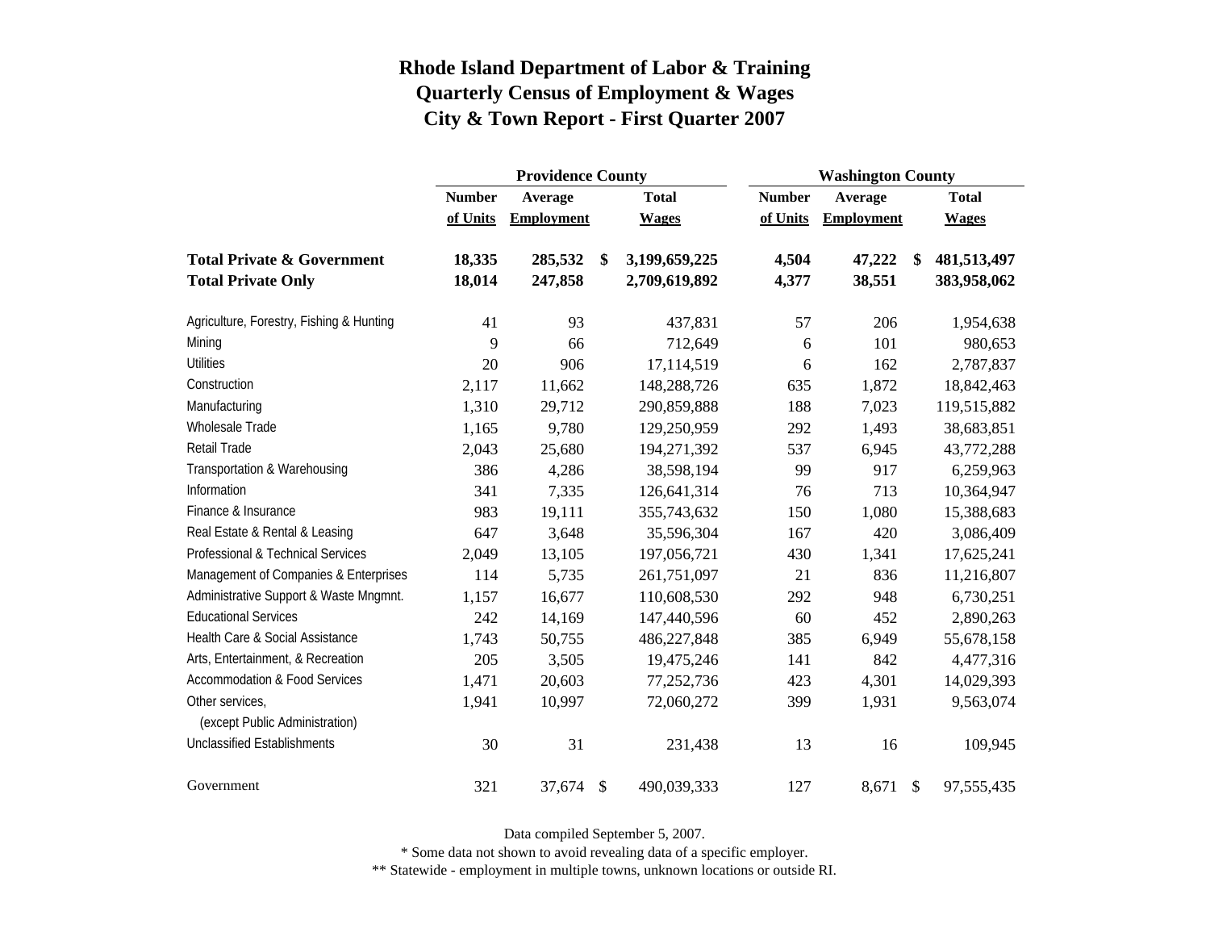# Rhode Island Department of Labor & Training
## Quarterly Census of Employment & Wages
## City & Town Report - First Quarter 2007

| | Providence County | | | Washington County | | |
|---|---|---|---|---|---|---|
| | Number of Units | Average Employment | Total Wages | Number of Units | Average Employment | Total Wages |
| **Total Private & Government** | **18,335** | **285,532** | **$ 3,199,659,225** | **4,504** | **47,222** | **$ 481,513,497** |
| **Total Private Only** | **18,014** | **247,858** | **2,709,619,892** | **4,377** | **38,551** | **383,958,062** |
| Agriculture, Forestry, Fishing & Hunting | 41 | 93 | 437,831 | 57 | 206 | 1,954,638 |
| Mining | 9 | 66 | 712,649 | 6 | 101 | 980,653 |
| Utilities | 20 | 906 | 17,114,519 | 6 | 162 | 2,787,837 |
| Construction | 2,117 | 11,662 | 148,288,726 | 635 | 1,872 | 18,842,463 |
| Manufacturing | 1,310 | 29,712 | 290,859,888 | 188 | 7,023 | 119,515,882 |
| Wholesale Trade | 1,165 | 9,780 | 129,250,959 | 292 | 1,493 | 38,683,851 |
| Retail Trade | 2,043 | 25,680 | 194,271,392 | 537 | 6,945 | 43,772,288 |
| Transportation & Warehousing | 386 | 4,286 | 38,598,194 | 99 | 917 | 6,259,963 |
| Information | 341 | 7,335 | 126,641,314 | 76 | 713 | 10,364,947 |
| Finance & Insurance | 983 | 19,111 | 355,743,632 | 150 | 1,080 | 15,388,683 |
| Real Estate & Rental & Leasing | 647 | 3,648 | 35,596,304 | 167 | 420 | 3,086,409 |
| Professional & Technical Services | 2,049 | 13,105 | 197,056,721 | 430 | 1,341 | 17,625,241 |
| Management of Companies & Enterprises | 114 | 5,735 | 261,751,097 | 21 | 836 | 11,216,807 |
| Administrative Support & Waste Mngmnt. | 1,157 | 16,677 | 110,608,530 | 292 | 948 | 6,730,251 |
| Educational Services | 242 | 14,169 | 147,440,596 | 60 | 452 | 2,890,263 |
| Health Care & Social Assistance | 1,743 | 50,755 | 486,227,848 | 385 | 6,949 | 55,678,158 |
| Arts, Entertainment, & Recreation | 205 | 3,505 | 19,475,246 | 141 | 842 | 4,477,316 |
| Accommodation & Food Services | 1,471 | 20,603 | 77,252,736 | 423 | 4,301 | 14,029,393 |
| Other services, (except Public Administration) | 1,941 | 10,997 | 72,060,272 | 399 | 1,931 | 9,563,074 |
| Unclassified Establishments | 30 | 31 | 231,438 | 13 | 16 | 109,945 |
| Government | 321 | 37,674 | $ 490,039,333 | 127 | 8,671 | $ 97,555,435 |

Data compiled September 5, 2007.

\* Some data not shown to avoid revealing data of a specific employer.

\*\* Statewide - employment in multiple towns, unknown locations or outside RI.